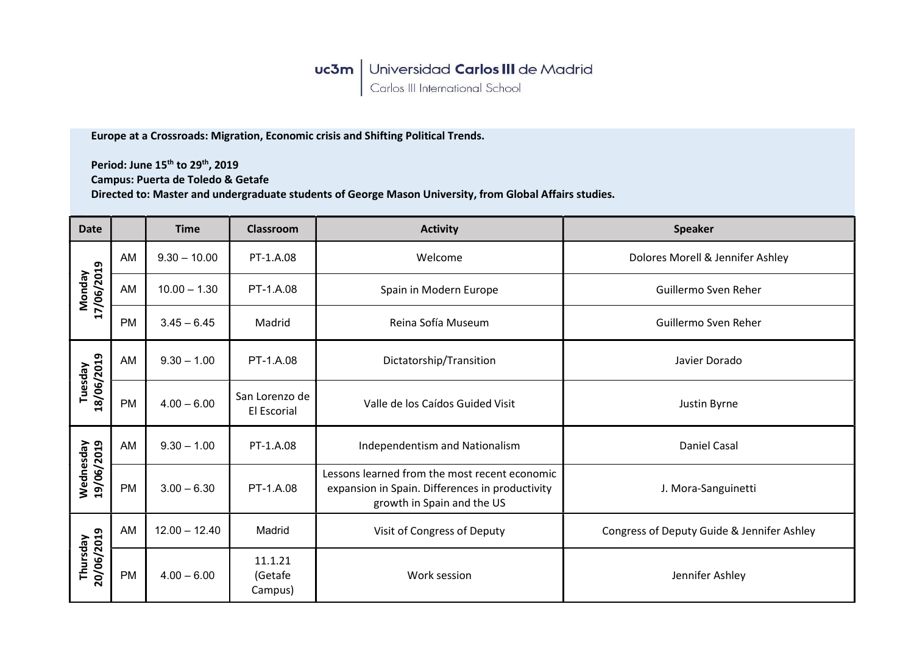uc3m | Universidad Carlos III de Madrid
Carlos III International School

**Europe at a Crossroads: Migration, Economic crisis and Shifting Political Trends.**

**Period: June 15th to 29th, 2019**
**Campus: Puerta de Toledo & Getafe**
**Directed to: Master and undergraduate students of George Mason University, from Global Affairs studies.**

| Date | | Time | Classroom | Activity | Speaker |
|---|---|---|---|---|---|
| Monday 17/06/2019 | AM | 9.30 – 10.00 | PT-1.A.08 | Welcome | Dolores Morell & Jennifer Ashley |
| | AM | 10.00 – 1.30 | PT-1.A.08 | Spain in Modern Europe | Guillermo Sven Reher |
| | PM | 3.45 – 6.45 | Madrid | Reina Sofía Museum | Guillermo Sven Reher |
| Tuesday 18/06/2019 | AM | 9.30 – 1.00 | PT-1.A.08 | Dictatorship/Transition | Javier Dorado |
| | PM | 4.00 – 6.00 | San Lorenzo de El Escorial | Valle de los Caídos Guided Visit | Justin Byrne |
| Wednesday 19/06/2019 | AM | 9.30 – 1.00 | PT-1.A.08 | Independentism and Nationalism | Daniel Casal |
| | PM | 3.00 – 6.30 | PT-1.A.08 | Lessons learned from the most recent economic expansion in Spain. Differences in productivity growth in Spain and the US | J. Mora-Sanguinetti |
| Thursday 20/06/2019 | AM | 12.00 – 12.40 | Madrid | Visit of Congress of Deputy | Congress of Deputy Guide & Jennifer Ashley |
| | PM | 4.00 – 6.00 | 11.1.21 (Getafe Campus) | Work session | Jennifer Ashley |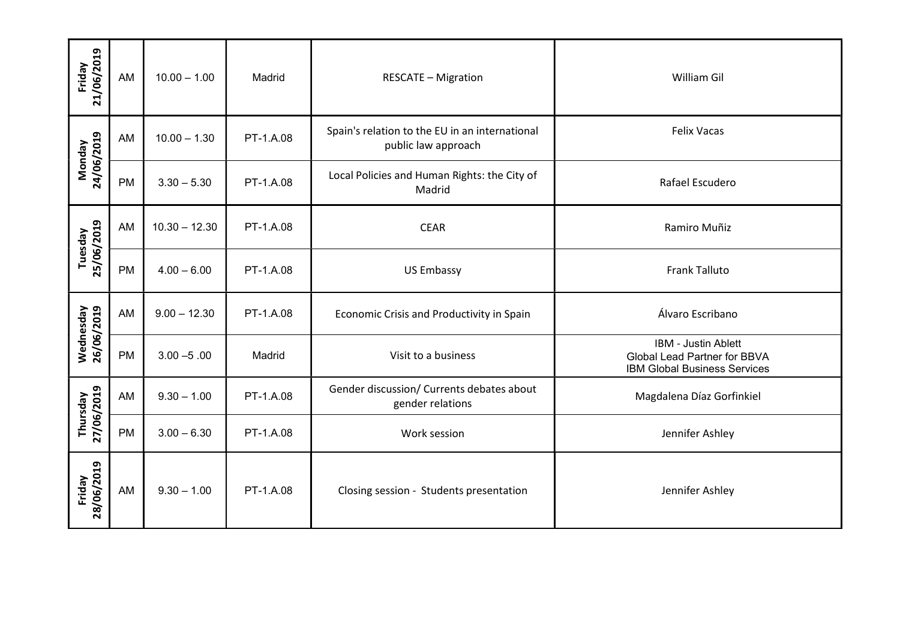| | | | | | |
|---|---|---|---|---|---|
| Friday 21/06/2019 | AM | 10.00 – 1.00 | Madrid | RESCATE – Migration | William Gil |
| Monday 24/06/2019 | AM | 10.00 – 1.30 | PT-1.A.08 | Spain's relation to the EU in an international public law approach | Felix Vacas |
| | PM | 3.30 – 5.30 | PT-1.A.08 | Local Policies and Human Rights: the City of Madrid | Rafael Escudero |
| Tuesday 25/06/2019 | AM | 10.30 – 12.30 | PT-1.A.08 | CEAR | Ramiro Muñiz |
| | PM | 4.00 – 6.00 | PT-1.A.08 | US Embassy | Frank Talluto |
| Wednesday 26/06/2019 | AM | 9.00 – 12.30 | PT-1.A.08 | Economic Crisis and Productivity in Spain | Álvaro Escribano |
| | PM | 3.00 –5 .00 | Madrid | Visit to a business | IBM - Justin Ablett<br>Global Lead Partner for BBVA<br>IBM Global Business Services |
| Thursday 27/06/2019 | AM | 9.30 – 1.00 | PT-1.A.08 | Gender discussion/ Currents debates about gender relations | Magdalena Díaz Gorfinkiel |
| | PM | 3.00 – 6.30 | PT-1.A.08 | Work session | Jennifer Ashley |
| Friday 28/06/2019 | AM | 9.30 – 1.00 | PT-1.A.08 | Closing session - Students presentation | Jennifer Ashley |